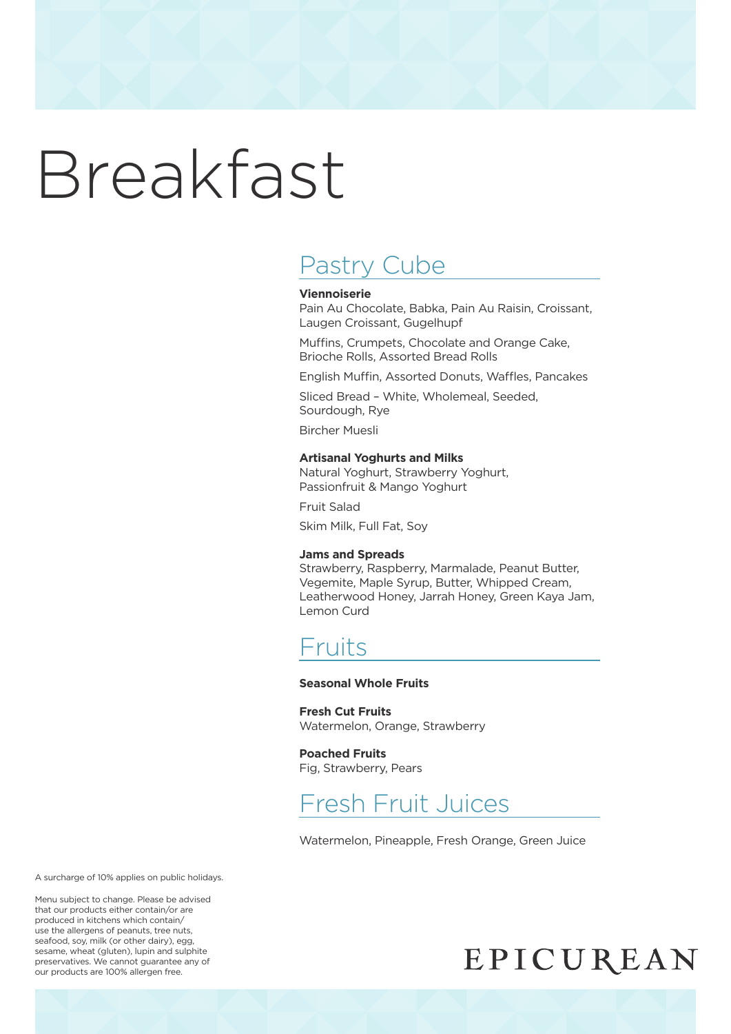# Breakfast

## Pastry Cube

**Viennoiserie**
Pain Au Chocolate, Babka, Pain Au Raisin, Croissant, Laugen Croissant, Gugelhupf

Muffins, Crumpets, Chocolate and Orange Cake, Brioche Rolls, Assorted Bread Rolls

English Muffin, Assorted Donuts, Waffles, Pancakes

Sliced Bread – White, Wholemeal, Seeded, Sourdough, Rye

Bircher Muesli

**Artisanal Yoghurts and Milks**
Natural Yoghurt, Strawberry Yoghurt, Passionfruit & Mango Yoghurt

Fruit Salad

Skim Milk, Full Fat, Soy

**Jams and Spreads**
Strawberry, Raspberry, Marmalade, Peanut Butter, Vegemite, Maple Syrup, Butter, Whipped Cream, Leatherwood Honey, Jarrah Honey, Green Kaya Jam, Lemon Curd

## Fruits

**Seasonal Whole Fruits**

**Fresh Cut Fruits**
Watermelon, Orange, Strawberry

**Poached Fruits**
Fig, Strawberry, Pears

## Fresh Fruit Juices

Watermelon, Pineapple, Fresh Orange, Green Juice

A surcharge of 10% applies on public holidays.

Menu subject to change. Please be advised that our products either contain/or are produced in kitchens which contain/use the allergens of peanuts, tree nuts, seafood, soy, milk (or other dairy), egg, sesame, wheat (gluten), lupin and sulphite preservatives. We cannot guarantee any of our products are 100% allergen free.

EPICUREAN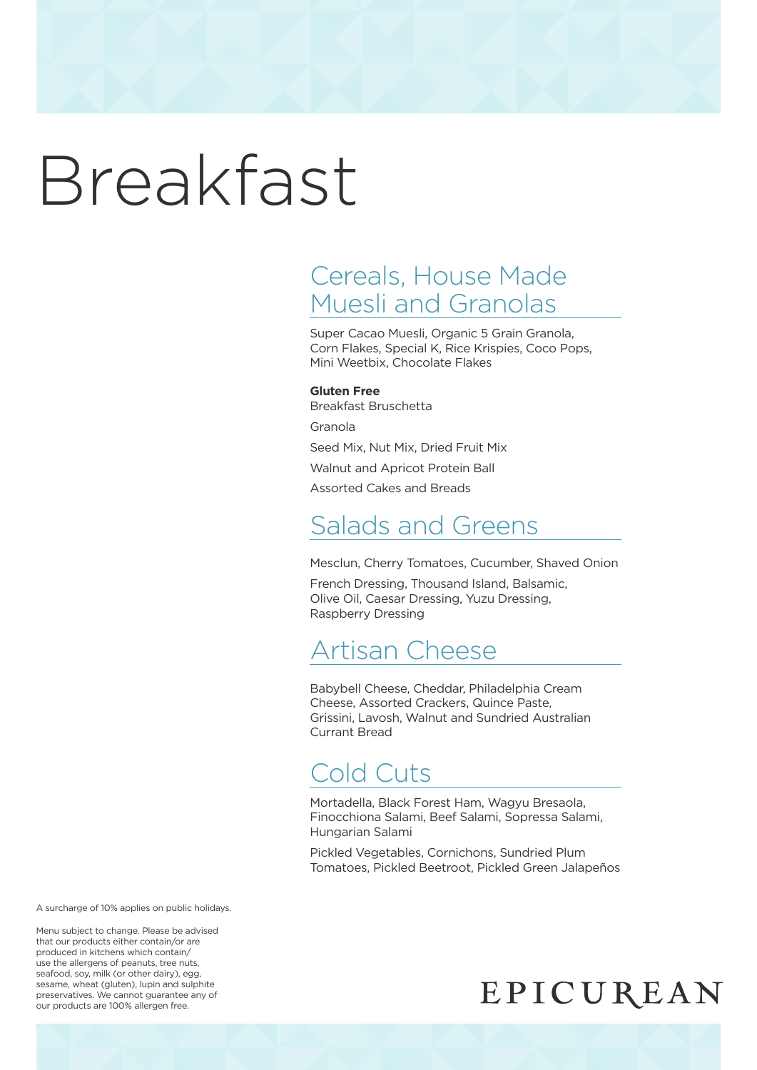# Breakfast

## Cereals, House Made Muesli and Granolas

Super Cacao Muesli, Organic 5 Grain Granola, Corn Flakes, Special K, Rice Krispies, Coco Pops, Mini Weetbix, Chocolate Flakes

**Gluten Free**

Breakfast Bruschetta

Granola

Seed Mix, Nut Mix, Dried Fruit Mix

Walnut and Apricot Protein Ball

Assorted Cakes and Breads

## Salads and Greens

Mesclun, Cherry Tomatoes, Cucumber, Shaved Onion

French Dressing, Thousand Island, Balsamic, Olive Oil, Caesar Dressing, Yuzu Dressing, Raspberry Dressing

## Artisan Cheese

Babybell Cheese, Cheddar, Philadelphia Cream Cheese, Assorted Crackers, Quince Paste, Grissini, Lavosh, Walnut and Sundried Australian Currant Bread

## Cold Cuts

Mortadella, Black Forest Ham, Wagyu Bresaola, Finocchiona Salami, Beef Salami, Sopressa Salami, Hungarian Salami

Pickled Vegetables, Cornichons, Sundried Plum Tomatoes, Pickled Beetroot, Pickled Green Jalapeños

A surcharge of 10% applies on public holidays.

Menu subject to change. Please be advised that our products either contain/or are produced in kitchens which contain/use the allergens of peanuts, tree nuts, seafood, soy, milk (or other dairy), egg, sesame, wheat (gluten), lupin and sulphite preservatives. We cannot guarantee any of our products are 100% allergen free.

EPICUREAN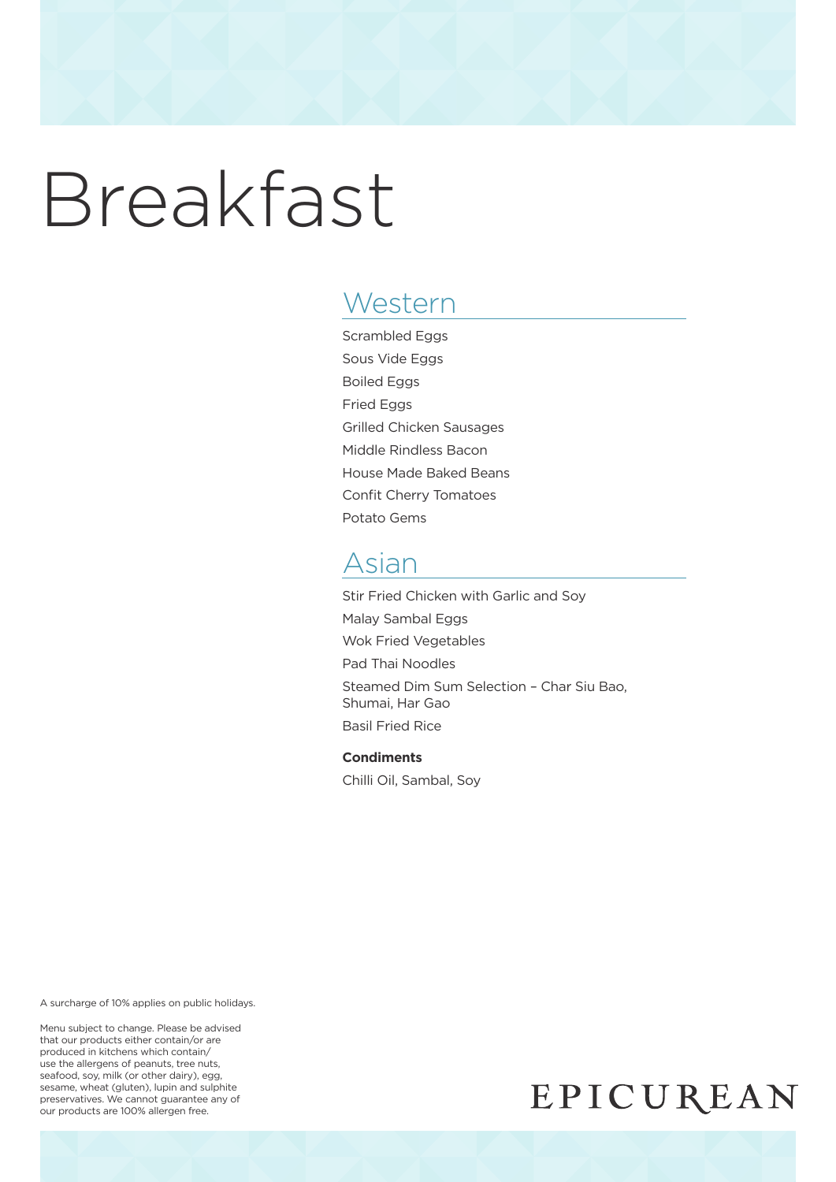# Breakfast

## Western

Scrambled Eggs

Sous Vide Eggs

Boiled Eggs

Fried Eggs

Grilled Chicken Sausages

Middle Rindless Bacon

House Made Baked Beans

Confit Cherry Tomatoes

Potato Gems

## Asian

Stir Fried Chicken with Garlic and Soy

Malay Sambal Eggs

Wok Fried Vegetables

Pad Thai Noodles

Steamed Dim Sum Selection – Char Siu Bao, Shumai, Har Gao

Basil Fried Rice

**Condiments**

Chilli Oil, Sambal, Soy

A surcharge of 10% applies on public holidays.

Menu subject to change. Please be advised that our products either contain/or are produced in kitchens which contain/use the allergens of peanuts, tree nuts, seafood, soy, milk (or other dairy), egg, sesame, wheat (gluten), lupin and sulphite preservatives. We cannot guarantee any of our products are 100% allergen free.

EPICUREAN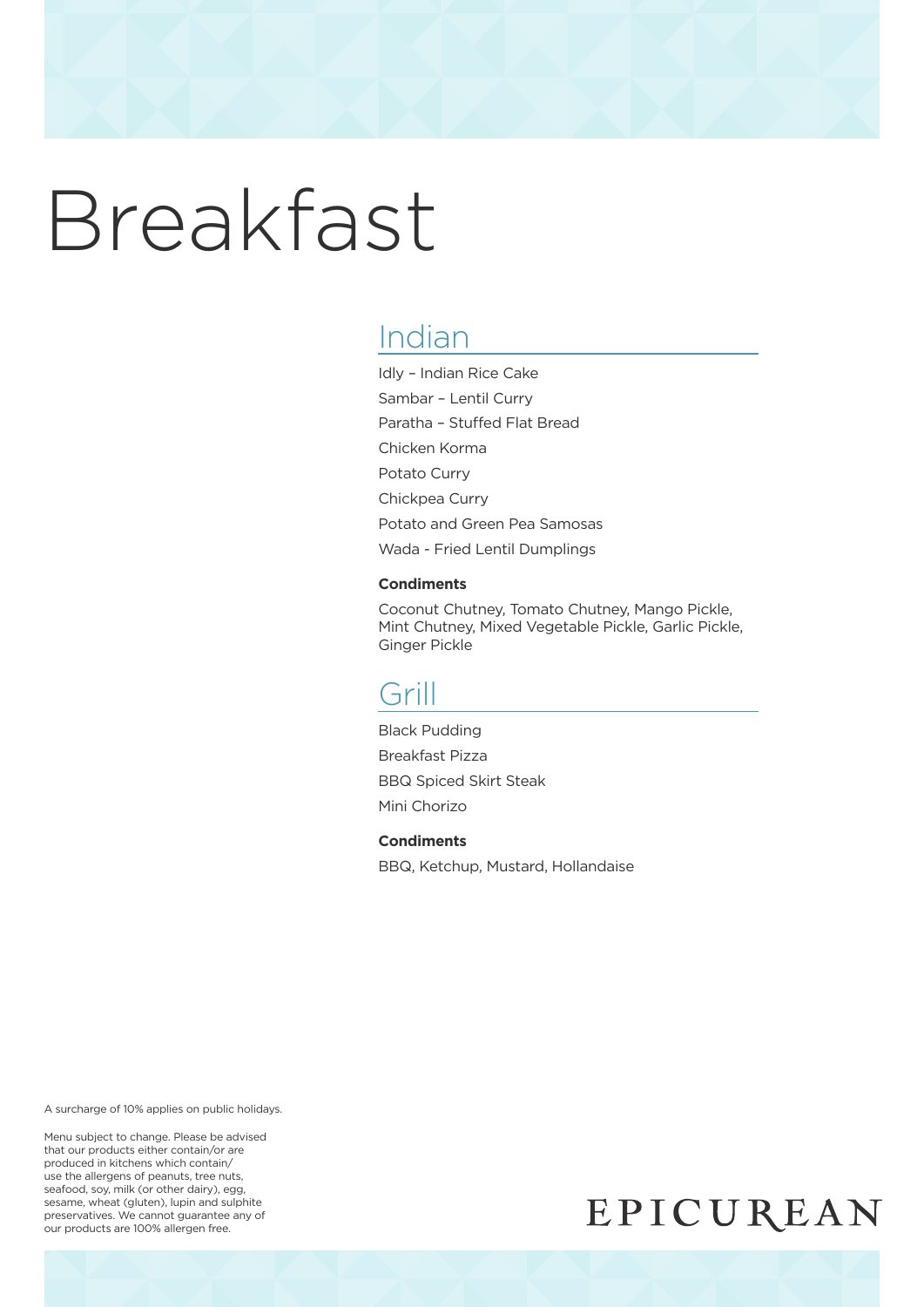# Breakfast

## Indian

Idly – Indian Rice Cake

Sambar – Lentil Curry

Paratha – Stuffed Flat Bread

Chicken Korma

Potato Curry

Chickpea Curry

Potato and Green Pea Samosas

Wada - Fried Lentil Dumplings

**Condiments**

Coconut Chutney, Tomato Chutney, Mango Pickle, Mint Chutney, Mixed Vegetable Pickle, Garlic Pickle, Ginger Pickle

## Grill

Black Pudding

Breakfast Pizza

BBQ Spiced Skirt Steak

Mini Chorizo

**Condiments**

BBQ, Ketchup, Mustard, Hollandaise

A surcharge of 10% applies on public holidays.

Menu subject to change. Please be advised that our products either contain/or are produced in kitchens which contain/use the allergens of peanuts, tree nuts, seafood, soy, milk (or other dairy), egg, sesame, wheat (gluten), lupin and sulphite preservatives. We cannot guarantee any of our products are 100% allergen free.

EPICUREAN